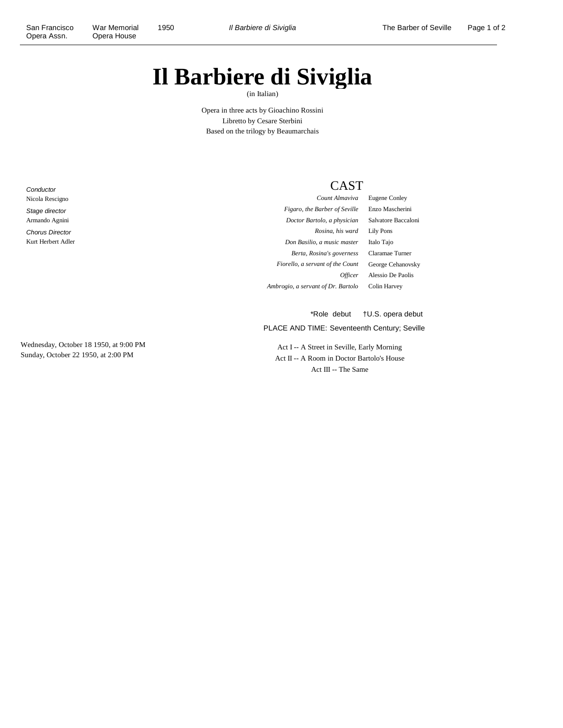# Il Barbiere di Siviglia

(in Italian)

Opera in three acts by Gioachino Rossini
Libretto by Cesare Sterbini
Based on the trilogy by Beaumarchais

*Conductor*
Nicola Rescigno

*Stage director*
Armando Agnini

*Chorus Director*
Kurt Herbert Adler

## CAST

| | |
|---|---|
| *Count Almaviva* | Eugene Conley |
| *Figaro, the Barber of Seville* | Enzo Mascherini |
| *Doctor Bartolo, a physician* | Salvatore Baccaloni |
| *Rosina, his ward* | Lily Pons |
| *Don Basilio, a music master* | Italo Tajo |
| *Berta, Rosina's governess* | Claramae Turner |
| *Fiorello, a servant of the Count* | George Cehanovsky |
| *Officer* | Alessio De Paolis |
| *Ambrogio, a servant of Dr. Bartolo* | Colin Harvey |

*Role debut †U.S. opera debut

PLACE AND TIME: Seventeenth Century; Seville

Act I -- A Street in Seville, Early Morning
Act II -- A Room in Doctor Bartolo's House
Act III -- The Same

Wednesday, October 18 1950, at 9:00 PM
Sunday, October 22 1950, at 2:00 PM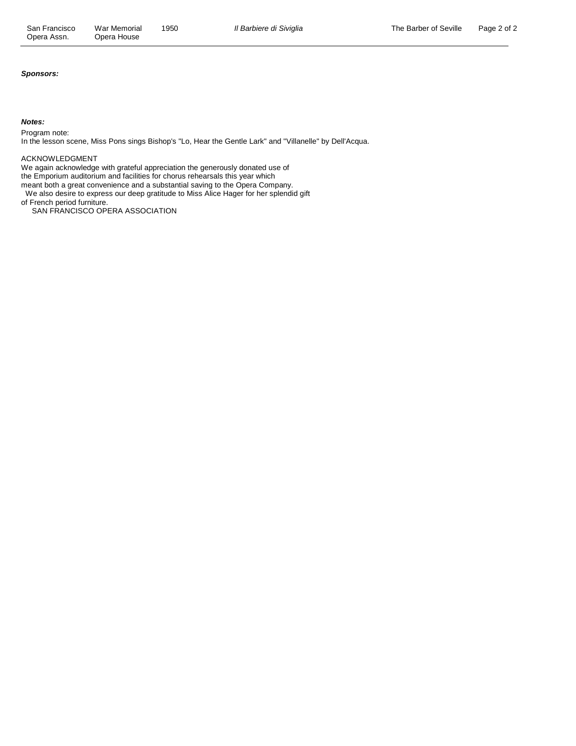***Sponsors:***

***Notes:***

Program note:
In the lesson scene, Miss Pons sings Bishop's "Lo, Hear the Gentle Lark" and "Villanelle" by Dell'Acqua.

ACKNOWLEDGMENT
We again acknowledge with grateful appreciation the generously donated use of the Emporium auditorium and facilities for chorus rehearsals this year which meant both a great convenience and a substantial saving to the Opera Company.
We also desire to express our deep gratitude to Miss Alice Hager for her splendid gift of French period furniture.
SAN FRANCISCO OPERA ASSOCIATION